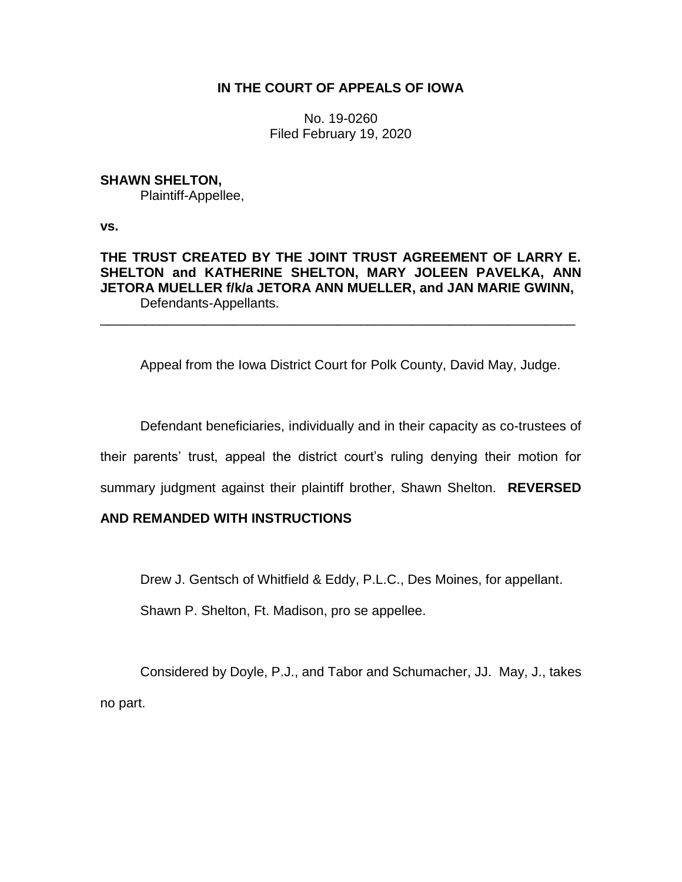**IN THE COURT OF APPEALS OF IOWA**

No. 19-0260
Filed February 19, 2020

**SHAWN SHELTON,**
Plaintiff-Appellee,

**vs.**

**THE TRUST CREATED BY THE JOINT TRUST AGREEMENT OF LARRY E. SHELTON and KATHERINE SHELTON, MARY JOLEEN PAVELKA, ANN JETORA MUELLER f/k/a JETORA ANN MUELLER, and JAN MARIE GWINN,**
Defendants-Appellants.

---

Appeal from the Iowa District Court for Polk County, David May, Judge.

Defendant beneficiaries, individually and in their capacity as co-trustees of their parents' trust, appeal the district court's ruling denying their motion for summary judgment against their plaintiff brother, Shawn Shelton. **REVERSED AND REMANDED WITH INSTRUCTIONS**

Drew J. Gentsch of Whitfield & Eddy, P.L.C., Des Moines, for appellant.

Shawn P. Shelton, Ft. Madison, pro se appellee.

Considered by Doyle, P.J., and Tabor and Schumacher, JJ. May, J., takes no part.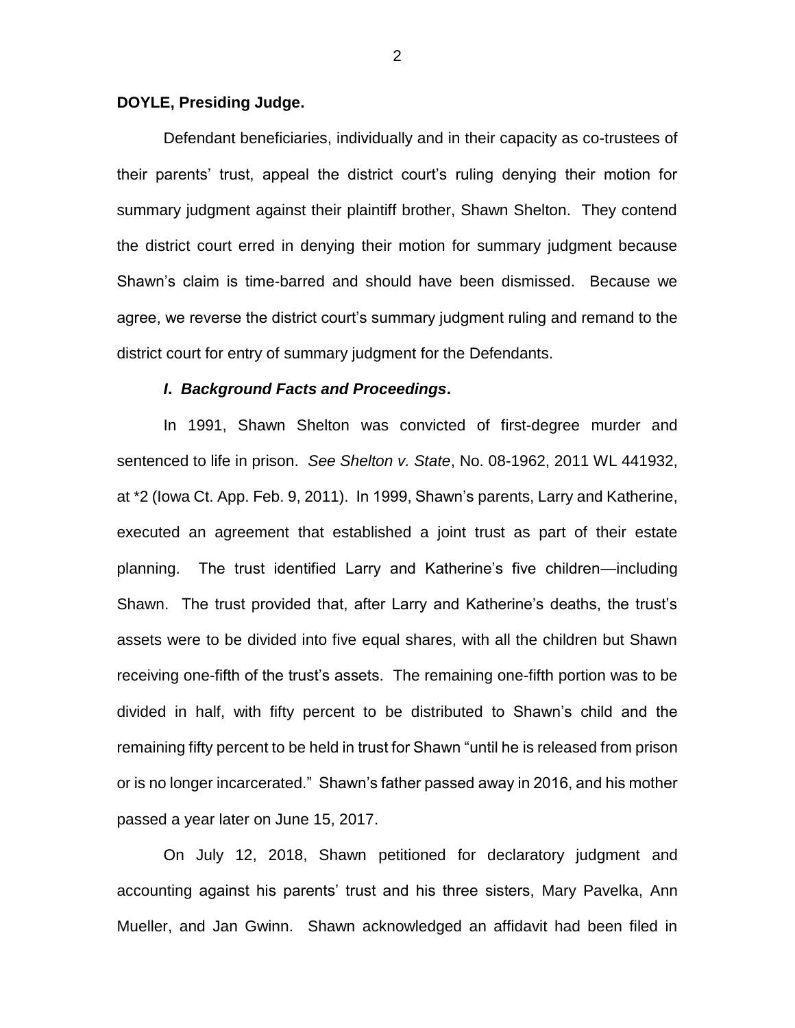**DOYLE, Presiding Judge.**

Defendant beneficiaries, individually and in their capacity as co-trustees of their parents' trust, appeal the district court's ruling denying their motion for summary judgment against their plaintiff brother, Shawn Shelton. They contend the district court erred in denying their motion for summary judgment because Shawn's claim is time-barred and should have been dismissed. Because we agree, we reverse the district court's summary judgment ruling and remand to the district court for entry of summary judgment for the Defendants.

### *I. Background Facts and Proceedings***.**

In 1991, Shawn Shelton was convicted of first-degree murder and sentenced to life in prison. *See Shelton v. State*, No. 08-1962, 2011 WL 441932, at *2 (Iowa Ct. App. Feb. 9, 2011). In 1999, Shawn's parents, Larry and Katherine, executed an agreement that established a joint trust as part of their estate planning. The trust identified Larry and Katherine's five children—including Shawn. The trust provided that, after Larry and Katherine's deaths, the trust's assets were to be divided into five equal shares, with all the children but Shawn receiving one-fifth of the trust's assets. The remaining one-fifth portion was to be divided in half, with fifty percent to be distributed to Shawn's child and the remaining fifty percent to be held in trust for Shawn "until he is released from prison or is no longer incarcerated." Shawn's father passed away in 2016, and his mother passed a year later on June 15, 2017.

On July 12, 2018, Shawn petitioned for declaratory judgment and accounting against his parents' trust and his three sisters, Mary Pavelka, Ann Mueller, and Jan Gwinn. Shawn acknowledged an affidavit had been filed in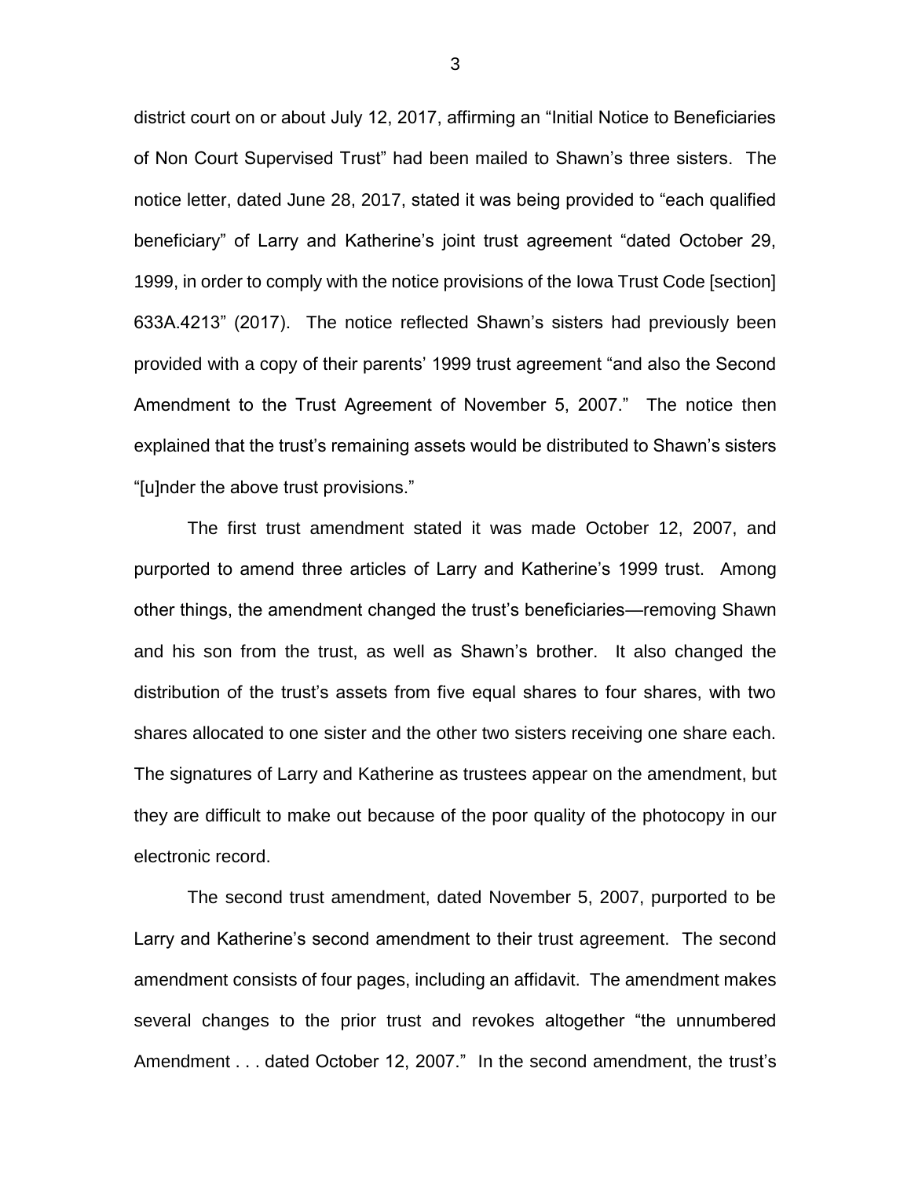district court on or about July 12, 2017, affirming an "Initial Notice to Beneficiaries of Non Court Supervised Trust" had been mailed to Shawn's three sisters. The notice letter, dated June 28, 2017, stated it was being provided to "each qualified beneficiary" of Larry and Katherine's joint trust agreement "dated October 29, 1999, in order to comply with the notice provisions of the Iowa Trust Code [section] 633A.4213" (2017). The notice reflected Shawn's sisters had previously been provided with a copy of their parents' 1999 trust agreement "and also the Second Amendment to the Trust Agreement of November 5, 2007." The notice then explained that the trust's remaining assets would be distributed to Shawn's sisters "[u]nder the above trust provisions."

The first trust amendment stated it was made October 12, 2007, and purported to amend three articles of Larry and Katherine's 1999 trust. Among other things, the amendment changed the trust's beneficiaries—removing Shawn and his son from the trust, as well as Shawn's brother. It also changed the distribution of the trust's assets from five equal shares to four shares, with two shares allocated to one sister and the other two sisters receiving one share each. The signatures of Larry and Katherine as trustees appear on the amendment, but they are difficult to make out because of the poor quality of the photocopy in our electronic record.

The second trust amendment, dated November 5, 2007, purported to be Larry and Katherine's second amendment to their trust agreement. The second amendment consists of four pages, including an affidavit. The amendment makes several changes to the prior trust and revokes altogether "the unnumbered Amendment . . . dated October 12, 2007." In the second amendment, the trust's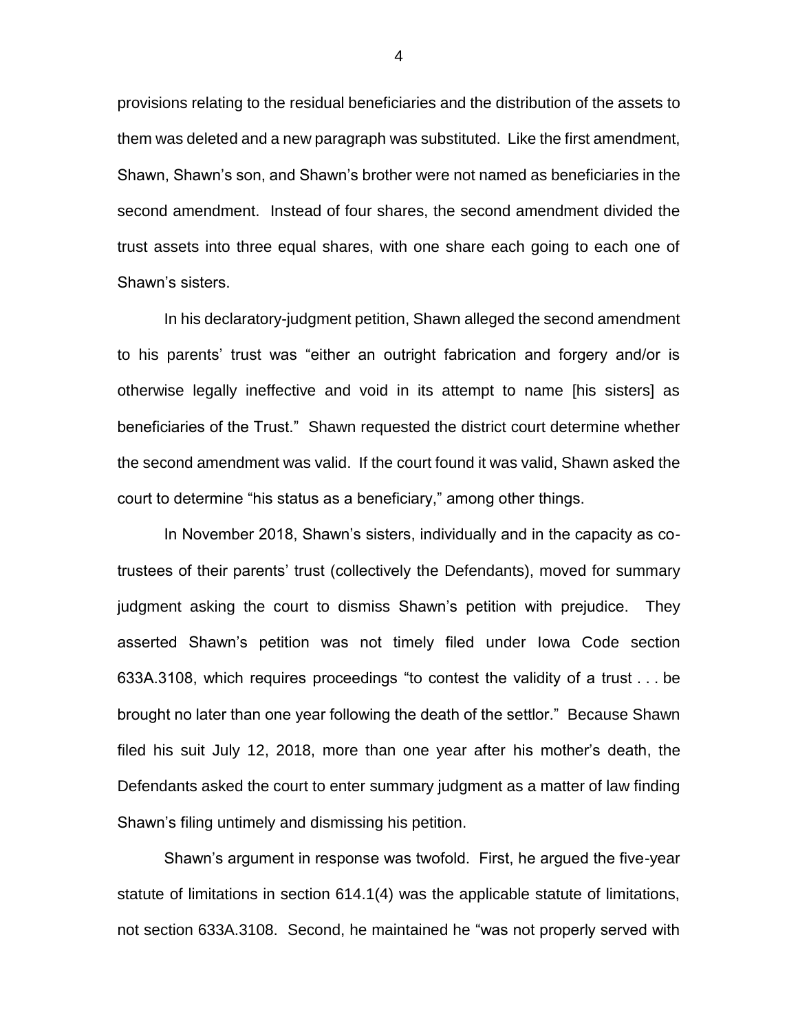provisions relating to the residual beneficiaries and the distribution of the assets to them was deleted and a new paragraph was substituted. Like the first amendment, Shawn, Shawn's son, and Shawn's brother were not named as beneficiaries in the second amendment. Instead of four shares, the second amendment divided the trust assets into three equal shares, with one share each going to each one of Shawn's sisters.

In his declaratory-judgment petition, Shawn alleged the second amendment to his parents' trust was "either an outright fabrication and forgery and/or is otherwise legally ineffective and void in its attempt to name [his sisters] as beneficiaries of the Trust." Shawn requested the district court determine whether the second amendment was valid. If the court found it was valid, Shawn asked the court to determine "his status as a beneficiary," among other things.

In November 2018, Shawn's sisters, individually and in the capacity as co-trustees of their parents' trust (collectively the Defendants), moved for summary judgment asking the court to dismiss Shawn's petition with prejudice. They asserted Shawn's petition was not timely filed under Iowa Code section 633A.3108, which requires proceedings "to contest the validity of a trust . . . be brought no later than one year following the death of the settlor." Because Shawn filed his suit July 12, 2018, more than one year after his mother's death, the Defendants asked the court to enter summary judgment as a matter of law finding Shawn's filing untimely and dismissing his petition.

Shawn's argument in response was twofold. First, he argued the five-year statute of limitations in section 614.1(4) was the applicable statute of limitations, not section 633A.3108. Second, he maintained he "was not properly served with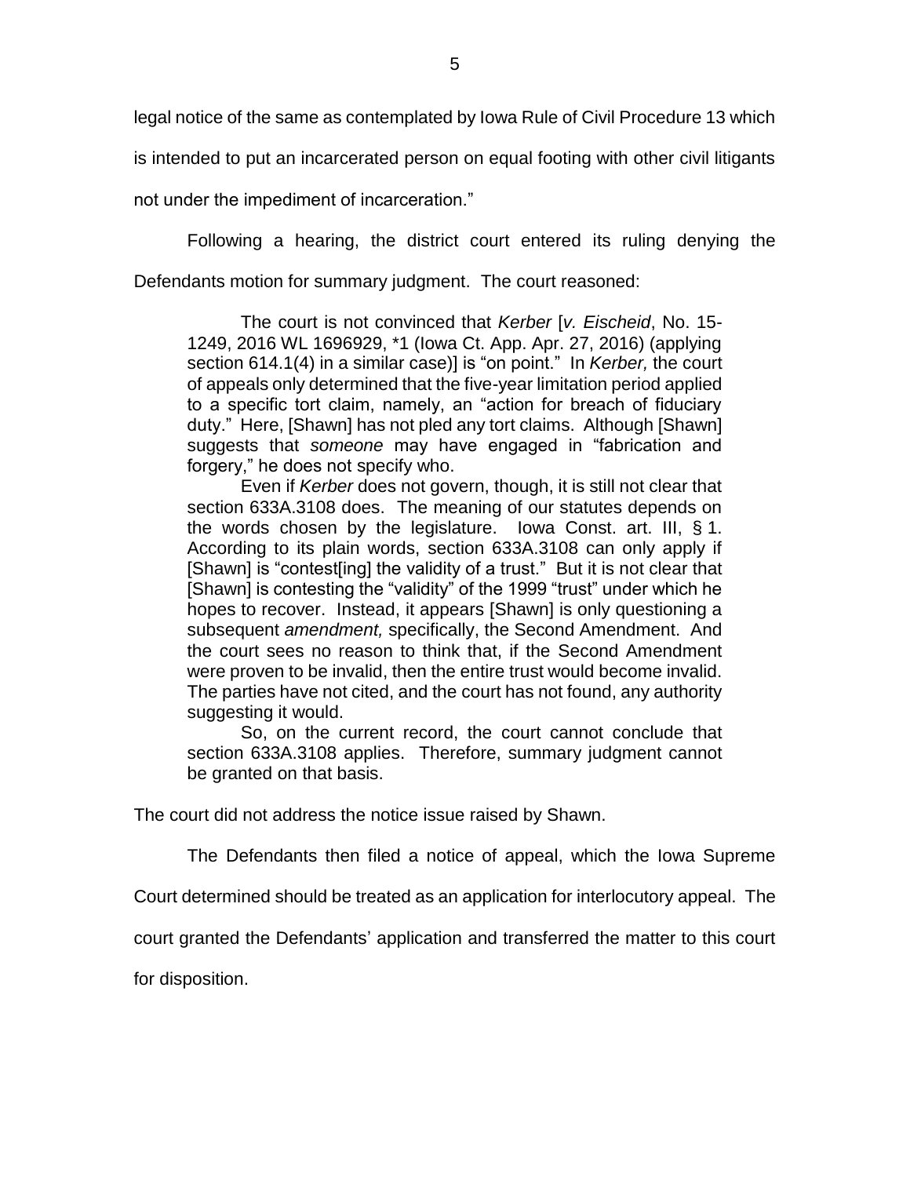legal notice of the same as contemplated by Iowa Rule of Civil Procedure 13 which is intended to put an incarcerated person on equal footing with other civil litigants not under the impediment of incarceration."

Following a hearing, the district court entered its ruling denying the Defendants motion for summary judgment. The court reasoned:

> The court is not convinced that *Kerber* [*v. Eischeid*, No. 15-1249, 2016 WL 1696929, *1 (Iowa Ct. App. Apr. 27, 2016) (applying section 614.1(4) in a similar case)] is "on point." In *Kerber,* the court of appeals only determined that the five-year limitation period applied to a specific tort claim, namely, an "action for breach of fiduciary duty." Here, [Shawn] has not pled any tort claims. Although [Shawn] suggests that *someone* may have engaged in "fabrication and forgery," he does not specify who.
>
> Even if *Kerber* does not govern, though, it is still not clear that section 633A.3108 does. The meaning of our statutes depends on the words chosen by the legislature. Iowa Const. art. III, § 1. According to its plain words, section 633A.3108 can only apply if [Shawn] is "contest[ing] the validity of a trust." But it is not clear that [Shawn] is contesting the "validity" of the 1999 "trust" under which he hopes to recover. Instead, it appears [Shawn] is only questioning a subsequent *amendment,* specifically, the Second Amendment. And the court sees no reason to think that, if the Second Amendment were proven to be invalid, then the entire trust would become invalid. The parties have not cited, and the court has not found, any authority suggesting it would.
>
> So, on the current record, the court cannot conclude that section 633A.3108 applies. Therefore, summary judgment cannot be granted on that basis.

The court did not address the notice issue raised by Shawn.

The Defendants then filed a notice of appeal, which the Iowa Supreme Court determined should be treated as an application for interlocutory appeal. The court granted the Defendants' application and transferred the matter to this court for disposition.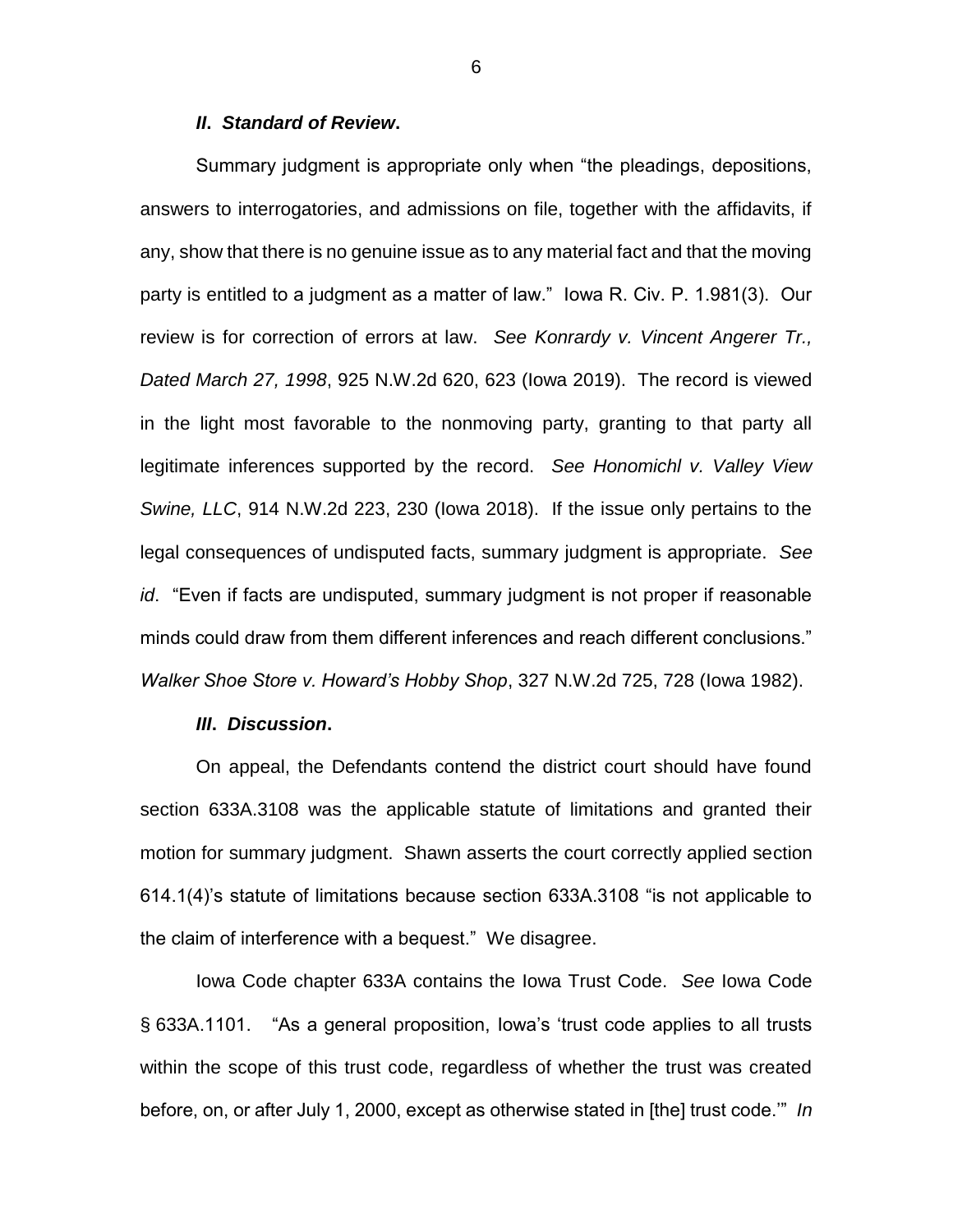### *II. Standard of Review.*

Summary judgment is appropriate only when "the pleadings, depositions, answers to interrogatories, and admissions on file, together with the affidavits, if any, show that there is no genuine issue as to any material fact and that the moving party is entitled to a judgment as a matter of law." Iowa R. Civ. P. 1.981(3). Our review is for correction of errors at law. *See Konrardy v. Vincent Angerer Tr., Dated March 27, 1998*, 925 N.W.2d 620, 623 (Iowa 2019). The record is viewed in the light most favorable to the nonmoving party, granting to that party all legitimate inferences supported by the record. *See Honomichl v. Valley View Swine, LLC*, 914 N.W.2d 223, 230 (Iowa 2018). If the issue only pertains to the legal consequences of undisputed facts, summary judgment is appropriate. *See id*. "Even if facts are undisputed, summary judgment is not proper if reasonable minds could draw from them different inferences and reach different conclusions." *Walker Shoe Store v. Howard's Hobby Shop*, 327 N.W.2d 725, 728 (Iowa 1982).

### *III. Discussion.*

On appeal, the Defendants contend the district court should have found section 633A.3108 was the applicable statute of limitations and granted their motion for summary judgment. Shawn asserts the court correctly applied section 614.1(4)'s statute of limitations because section 633A.3108 "is not applicable to the claim of interference with a bequest." We disagree.

Iowa Code chapter 633A contains the Iowa Trust Code. *See* Iowa Code § 633A.1101. "As a general proposition, Iowa's 'trust code applies to all trusts within the scope of this trust code, regardless of whether the trust was created before, on, or after July 1, 2000, except as otherwise stated in [the] trust code.'" *In*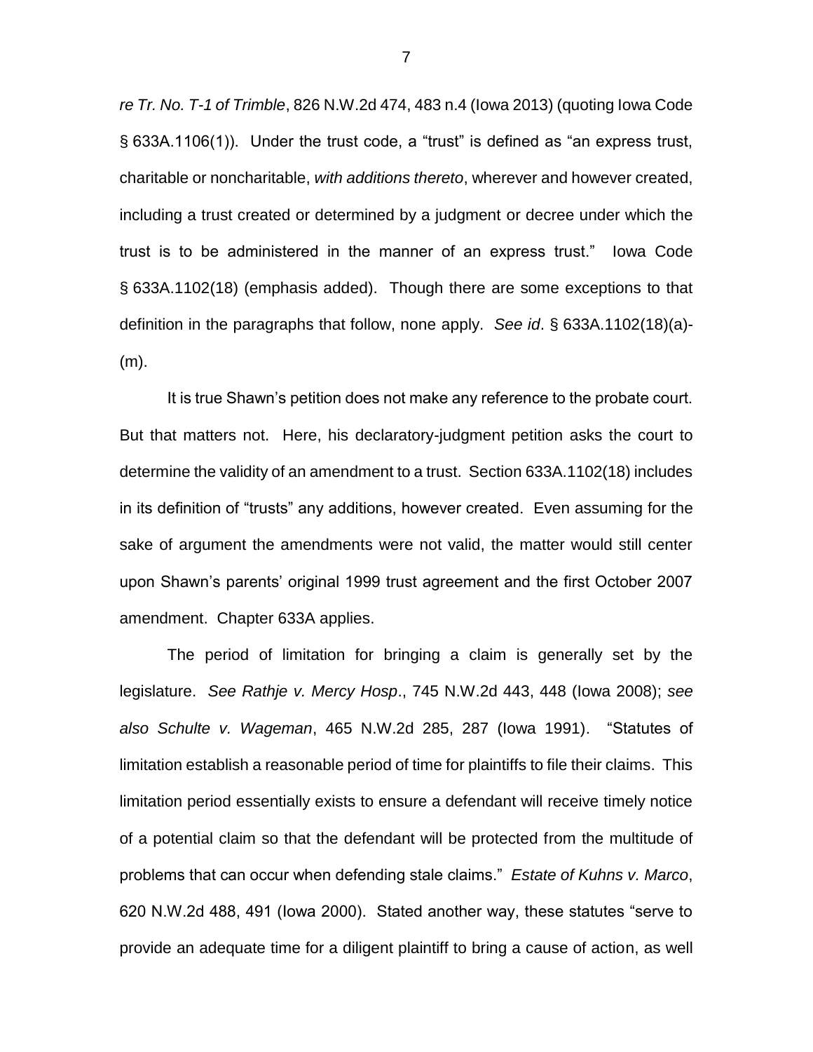*re Tr. No. T-1 of Trimble*, 826 N.W.2d 474, 483 n.4 (Iowa 2013) (quoting Iowa Code § 633A.1106(1)). Under the trust code, a "trust" is defined as "an express trust, charitable or noncharitable, *with additions thereto*, wherever and however created, including a trust created or determined by a judgment or decree under which the trust is to be administered in the manner of an express trust." Iowa Code § 633A.1102(18) (emphasis added). Though there are some exceptions to that definition in the paragraphs that follow, none apply. *See id*. § 633A.1102(18)(a)-(m).

It is true Shawn's petition does not make any reference to the probate court. But that matters not. Here, his declaratory-judgment petition asks the court to determine the validity of an amendment to a trust. Section 633A.1102(18) includes in its definition of "trusts" any additions, however created. Even assuming for the sake of argument the amendments were not valid, the matter would still center upon Shawn's parents' original 1999 trust agreement and the first October 2007 amendment. Chapter 633A applies.

The period of limitation for bringing a claim is generally set by the legislature. *See Rathje v. Mercy Hosp*., 745 N.W.2d 443, 448 (Iowa 2008); *see also Schulte v. Wageman*, 465 N.W.2d 285, 287 (Iowa 1991). "Statutes of limitation establish a reasonable period of time for plaintiffs to file their claims. This limitation period essentially exists to ensure a defendant will receive timely notice of a potential claim so that the defendant will be protected from the multitude of problems that can occur when defending stale claims." *Estate of Kuhns v. Marco*, 620 N.W.2d 488, 491 (Iowa 2000). Stated another way, these statutes "serve to provide an adequate time for a diligent plaintiff to bring a cause of action, as well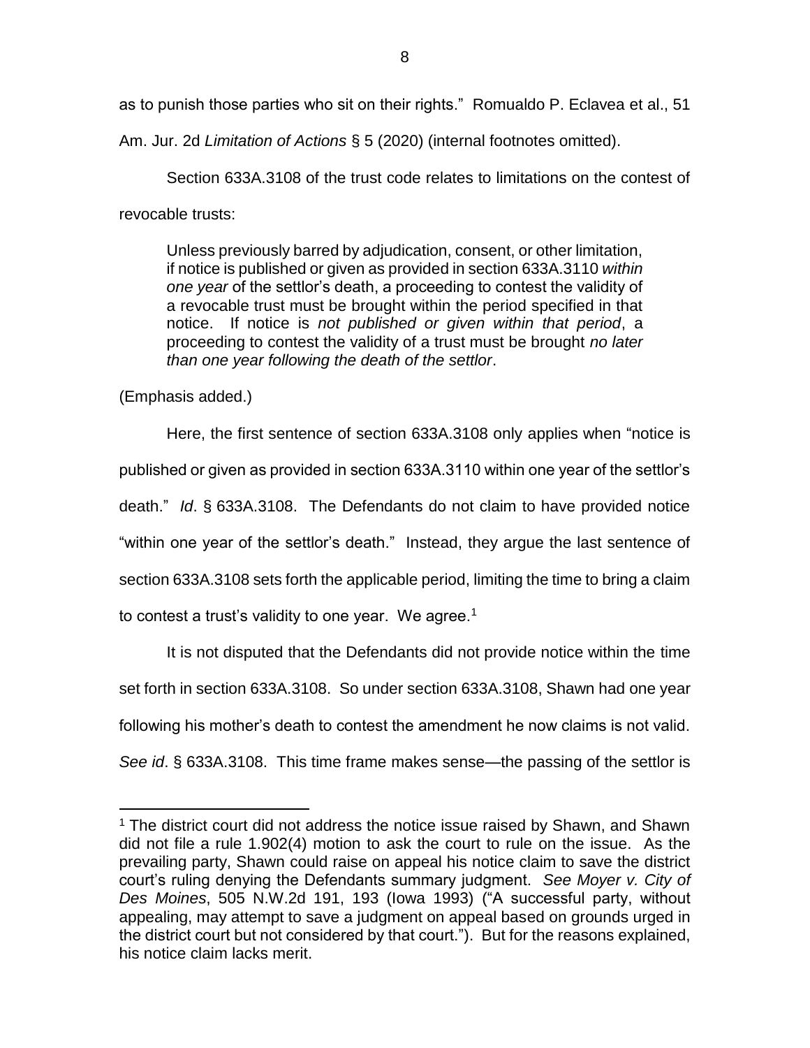as to punish those parties who sit on their rights." Romualdo P. Eclavea et al., 51 Am. Jur. 2d *Limitation of Actions* § 5 (2020) (internal footnotes omitted).

Section 633A.3108 of the trust code relates to limitations on the contest of revocable trusts:

> Unless previously barred by adjudication, consent, or other limitation, if notice is published or given as provided in section 633A.3110 *within one year* of the settlor's death, a proceeding to contest the validity of a revocable trust must be brought within the period specified in that notice. If notice is *not published or given within that period*, a proceeding to contest the validity of a trust must be brought *no later than one year following the death of the settlor*.

(Emphasis added.)

Here, the first sentence of section 633A.3108 only applies when "notice is published or given as provided in section 633A.3110 within one year of the settlor's death." *Id*. § 633A.3108. The Defendants do not claim to have provided notice "within one year of the settlor's death." Instead, they argue the last sentence of section 633A.3108 sets forth the applicable period, limiting the time to bring a claim to contest a trust's validity to one year. We agree.[1]

It is not disputed that the Defendants did not provide notice within the time set forth in section 633A.3108. So under section 633A.3108, Shawn had one year following his mother's death to contest the amendment he now claims is not valid. *See id*. § 633A.3108. This time frame makes sense—the passing of the settlor is

---

[1] The district court did not address the notice issue raised by Shawn, and Shawn did not file a rule 1.902(4) motion to ask the court to rule on the issue. As the prevailing party, Shawn could raise on appeal his notice claim to save the district court's ruling denying the Defendants summary judgment. *See Moyer v. City of Des Moines*, 505 N.W.2d 191, 193 (Iowa 1993) ("A successful party, without appealing, may attempt to save a judgment on appeal based on grounds urged in the district court but not considered by that court."). But for the reasons explained, his notice claim lacks merit.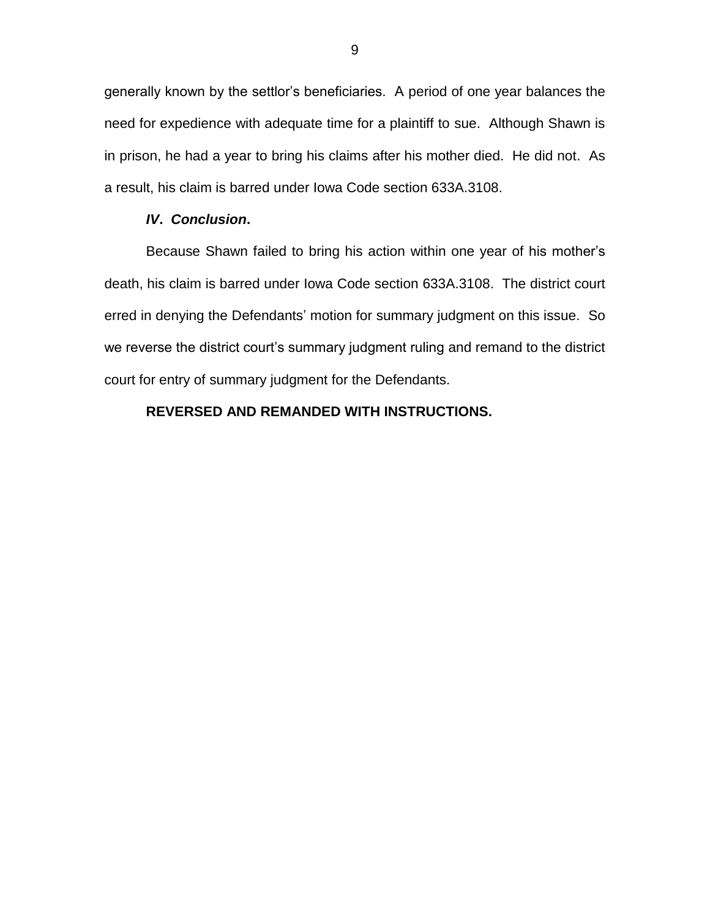generally known by the settlor's beneficiaries. A period of one year balances the need for expedience with adequate time for a plaintiff to sue. Although Shawn is in prison, he had a year to bring his claims after his mother died. He did not. As a result, his claim is barred under Iowa Code section 633A.3108.

***IV. Conclusion.***

Because Shawn failed to bring his action within one year of his mother's death, his claim is barred under Iowa Code section 633A.3108. The district court erred in denying the Defendants' motion for summary judgment on this issue. So we reverse the district court's summary judgment ruling and remand to the district court for entry of summary judgment for the Defendants.

**REVERSED AND REMANDED WITH INSTRUCTIONS.**